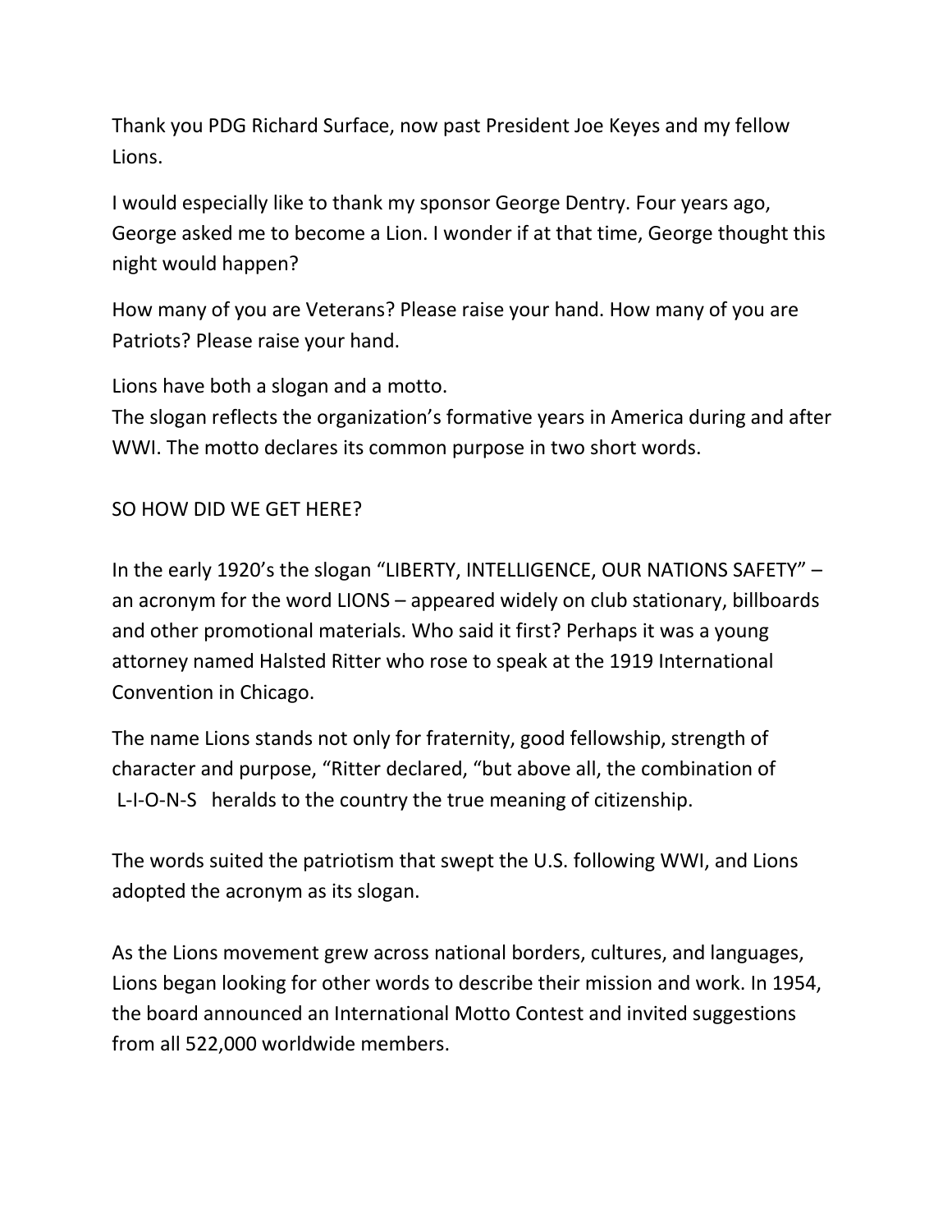Thank you PDG Richard Surface, now past President Joe Keyes and my fellow Lions.

I would especially like to thank my sponsor George Dentry. Four years ago, George asked me to become a Lion. I wonder if at that time, George thought this night would happen?

How many of you are Veterans? Please raise your hand. How many of you are Patriots? Please raise your hand.

Lions have both a slogan and a motto.
The slogan reflects the organization's formative years in America during and after WWI. The motto declares its common purpose in two short words.

SO HOW DID WE GET HERE?

In the early 1920's the slogan "LIBERTY, INTELLIGENCE, OUR NATIONS SAFETY" – an acronym for the word LIONS – appeared widely on club stationary, billboards and other promotional materials. Who said it first? Perhaps it was a young attorney named Halsted Ritter who rose to speak at the 1919 International Convention in Chicago.

The name Lions stands not only for fraternity, good fellowship, strength of character and purpose, "Ritter declared, "but above all, the combination of L-I-O-N-S heralds to the country the true meaning of citizenship.

The words suited the patriotism that swept the U.S. following WWI, and Lions adopted the acronym as its slogan.

As the Lions movement grew across national borders, cultures, and languages, Lions began looking for other words to describe their mission and work. In 1954, the board announced an International Motto Contest and invited suggestions from all 522,000 worldwide members.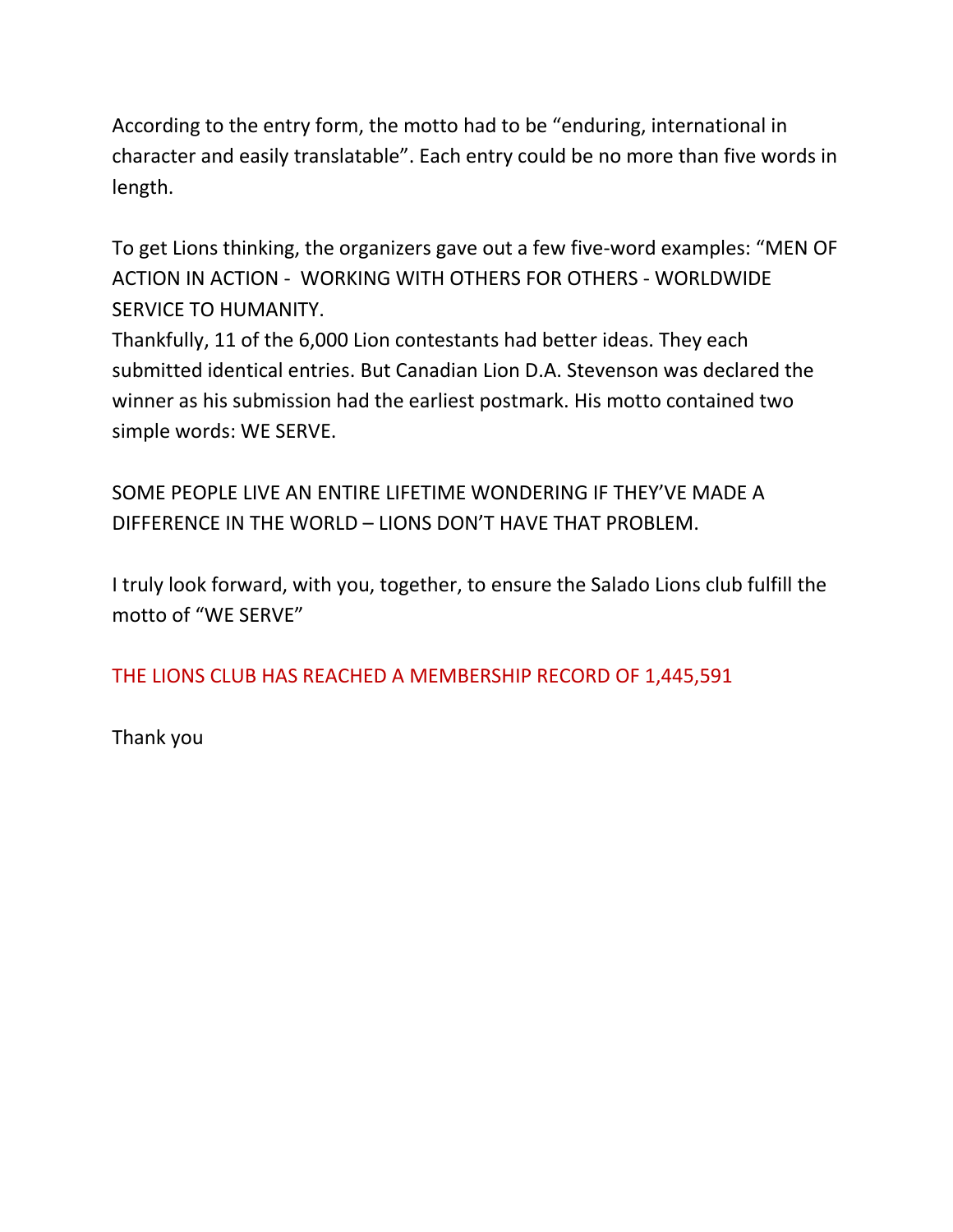According to the entry form, the motto had to be “enduring, international in character and easily translatable”. Each entry could be no more than five words in length.

To get Lions thinking, the organizers gave out a few five-word examples: “MEN OF ACTION IN ACTION - WORKING WITH OTHERS FOR OTHERS - WORLDWIDE SERVICE TO HUMANITY.
Thankfully, 11 of the 6,000 Lion contestants had better ideas. They each submitted identical entries. But Canadian Lion D.A. Stevenson was declared the winner as his submission had the earliest postmark. His motto contained two simple words: WE SERVE.

SOME PEOPLE LIVE AN ENTIRE LIFETIME WONDERING IF THEY’VE MADE A DIFFERENCE IN THE WORLD – LIONS DON’T HAVE THAT PROBLEM.

I truly look forward, with you, together, to ensure the Salado Lions club fulfill the motto of “WE SERVE”

THE LIONS CLUB HAS REACHED A MEMBERSHIP RECORD OF 1,445,591

Thank you